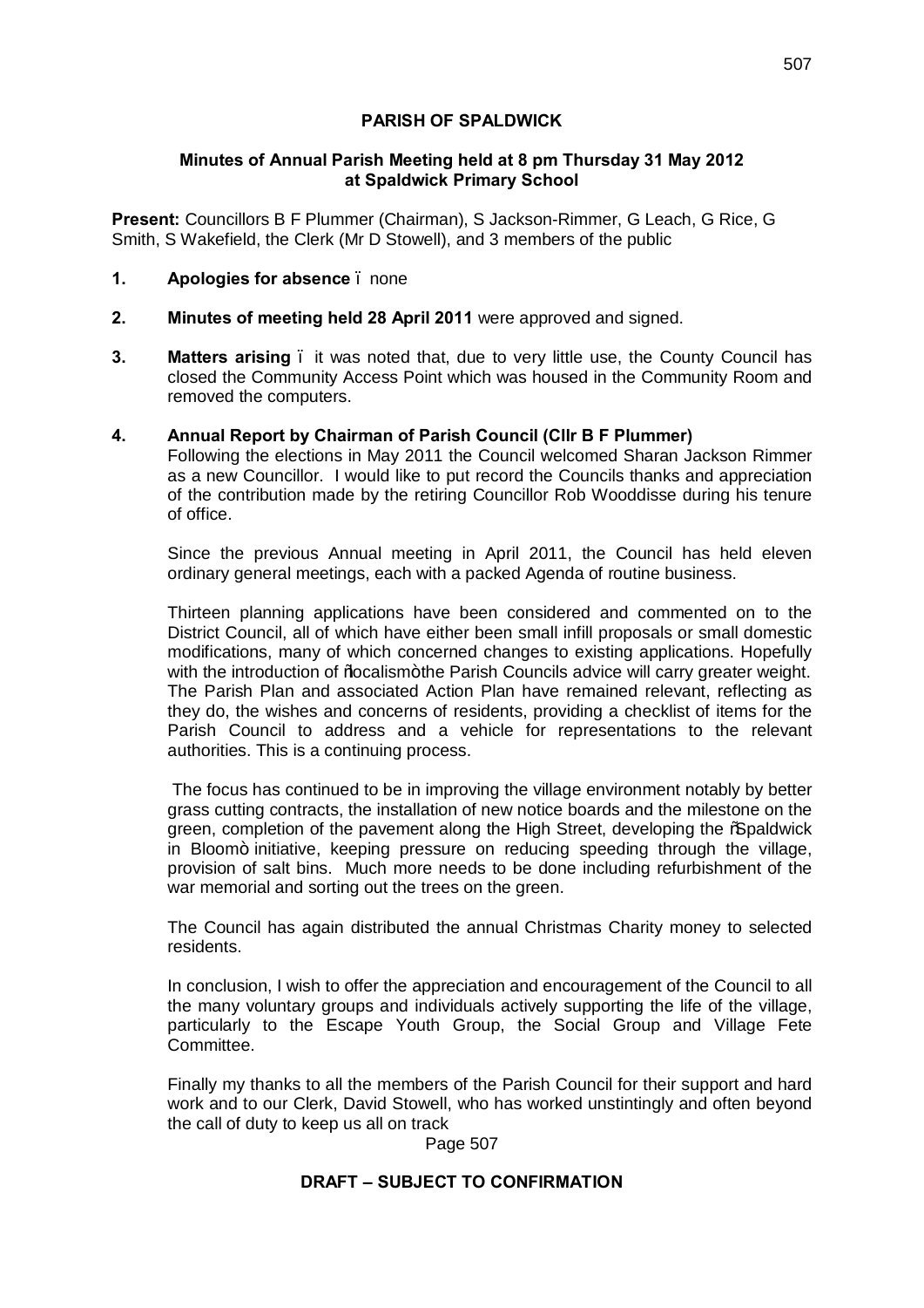**PARISH OF SPALDWICK**

**Minutes of Annual Parish Meeting held at 8 pm Thursday 31 May 2012 at Spaldwick Primary School**

**Present:** Councillors B F Plummer (Chairman), S Jackson-Rimmer, G Leach, G Rice, G Smith, S Wakefield, the Clerk (Mr D Stowell), and 3 members of the public

1. **Apologies for absence** – none

2. **Minutes of meeting held 28 April 2011** were approved and signed.

3. **Matters arising** – it was noted that, due to very little use, the County Council has closed the Community Access Point which was housed in the Community Room and removed the computers.

4. **Annual Report by Chairman of Parish Council (Cllr B F Plummer)**

   Following the elections in May 2011 the Council welcomed Sharan Jackson Rimmer as a new Councillor. I would like to put record the Councils thanks and appreciation of the contribution made by the retiring Councillor Rob Wooddisse during his tenure of office.

   Since the previous Annual meeting in April 2011, the Council has held eleven ordinary general meetings, each with a packed Agenda of routine business.

   Thirteen planning applications have been considered and commented on to the District Council, all of which have either been small infill proposals or small domestic modifications, many of which concerned changes to existing applications. Hopefully with the introduction of "localism" the Parish Councils advice will carry greater weight. The Parish Plan and associated Action Plan have remained relevant, reflecting as they do, the wishes and concerns of residents, providing a checklist of items for the Parish Council to address and a vehicle for representations to the relevant authorities. This is a continuing process.

   The focus has continued to be in improving the village environment notably by better grass cutting contracts, the installation of new notice boards and the milestone on the green, completion of the pavement along the High Street, developing the "Spaldwick in Bloom" initiative, keeping pressure on reducing speeding through the village, provision of salt bins. Much more needs to be done including refurbishment of the war memorial and sorting out the trees on the green.

   The Council has again distributed the annual Christmas Charity money to selected residents.

   In conclusion, I wish to offer the appreciation and encouragement of the Council to all the many voluntary groups and individuals actively supporting the life of the village, particularly to the Escape Youth Group, the Social Group and Village Fete Committee.

   Finally my thanks to all the members of the Parish Council for their support and hard work and to our Clerk, David Stowell, who has worked unstintingly and often beyond the call of duty to keep us all on track

**DRAFT – SUBJECT TO CONFIRMATION**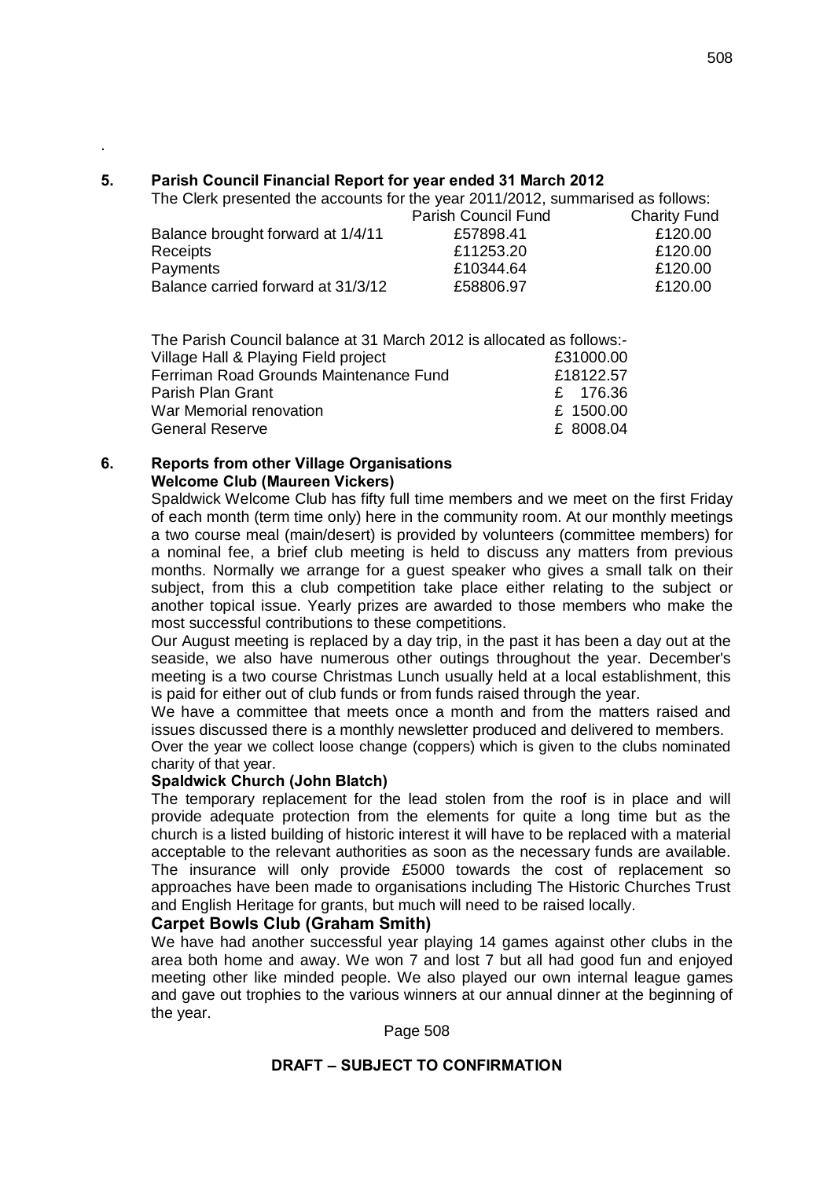## 5. Parish Council Financial Report for year ended 31 March 2012

The Clerk presented the accounts for the year 2011/2012, summarised as follows:

| | Parish Council Fund | Charity Fund |
|---|---|---|
| Balance brought forward at 1/4/11 | £57898.41 | £120.00 |
| Receipts | £11253.20 | £120.00 |
| Payments | £10344.64 | £120.00 |
| Balance carried forward at 31/3/12 | £58806.97 | £120.00 |

The Parish Council balance at 31 March 2012 is allocated as follows:-

| | |
|---|---|
| Village Hall & Playing Field project | £31000.00 |
| Ferriman Road Grounds Maintenance Fund | £18122.57 |
| Parish Plan Grant | £ 176.36 |
| War Memorial renovation | £ 1500.00 |
| General Reserve | £ 8008.04 |

## 6. Reports from other Village Organisations

### Welcome Club (Maureen Vickers)

Spaldwick Welcome Club has fifty full time members and we meet on the first Friday of each month (term time only) here in the community room. At our monthly meetings a two course meal (main/desert) is provided by volunteers (committee members) for a nominal fee, a brief club meeting is held to discuss any matters from previous months. Normally we arrange for a guest speaker who gives a small talk on their subject, from this a club competition take place either relating to the subject or another topical issue. Yearly prizes are awarded to those members who make the most successful contributions to these competitions.

Our August meeting is replaced by a day trip, in the past it has been a day out at the seaside, we also have numerous other outings throughout the year. December's meeting is a two course Christmas Lunch usually held at a local establishment, this is paid for either out of club funds or from funds raised through the year.

We have a committee that meets once a month and from the matters raised and issues discussed there is a monthly newsletter produced and delivered to members.

Over the year we collect loose change (coppers) which is given to the clubs nominated charity of that year.

### Spaldwick Church (John Blatch)

The temporary replacement for the lead stolen from the roof is in place and will provide adequate protection from the elements for quite a long time but as the church is a listed building of historic interest it will have to be replaced with a material acceptable to the relevant authorities as soon as the necessary funds are available. The insurance will only provide £5000 towards the cost of replacement so approaches have been made to organisations including The Historic Churches Trust and English Heritage for grants, but much will need to be raised locally.

### Carpet Bowls Club (Graham Smith)

We have had another successful year playing 14 games against other clubs in the area both home and away. We won 7 and lost 7 but all had good fun and enjoyed meeting other like minded people. We also played our own internal league games and gave out trophies to the various winners at our annual dinner at the beginning of the year.

**DRAFT – SUBJECT TO CONFIRMATION**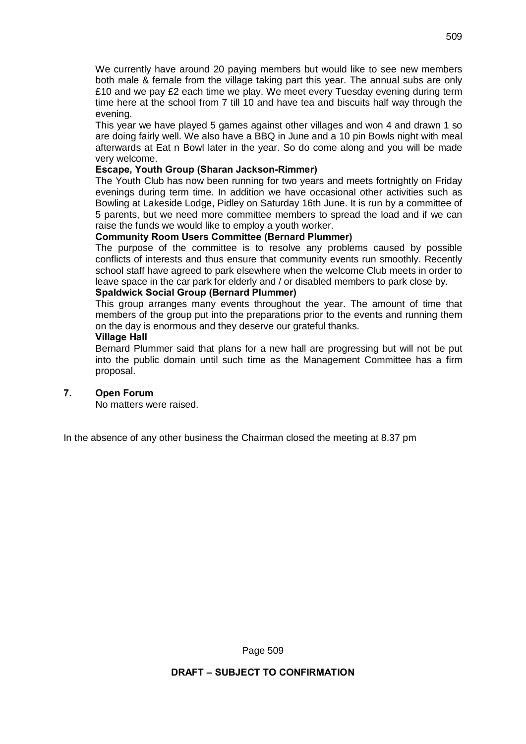We currently have around 20 paying members but would like to see new members both male & female from the village taking part this year. The annual subs are only £10 and we pay £2 each time we play. We meet every Tuesday evening during term time here at the school from 7 till 10 and have tea and biscuits half way through the evening.

This year we have played 5 games against other villages and won 4 and drawn 1 so are doing fairly well. We also have a BBQ in June and a 10 pin Bowls night with meal afterwards at Eat n Bowl later in the year. So do come along and you will be made very welcome.

**Escape, Youth Group (Sharan Jackson-Rimmer)**

The Youth Club has now been running for two years and meets fortnightly on Friday evenings during term time. In addition we have occasional other activities such as Bowling at Lakeside Lodge, Pidley on Saturday 16th June. It is run by a committee of 5 parents, but we need more committee members to spread the load and if we can raise the funds we would like to employ a youth worker.

**Community Room Users Committee (Bernard Plummer)**

The purpose of the committee is to resolve any problems caused by possible conflicts of interests and thus ensure that community events run smoothly. Recently school staff have agreed to park elsewhere when the welcome Club meets in order to leave space in the car park for elderly and / or disabled members to park close by.

**Spaldwick Social Group (Bernard Plummer)**

This group arranges many events throughout the year. The amount of time that members of the group put into the preparations prior to the events and running them on the day is enormous and they deserve our grateful thanks.

**Village Hall**

Bernard Plummer said that plans for a new hall are progressing but will not be put into the public domain until such time as the Management Committee has a firm proposal.

**7. Open Forum**

No matters were raised.

In the absence of any other business the Chairman closed the meeting at 8.37 pm

**DRAFT – SUBJECT TO CONFIRMATION**